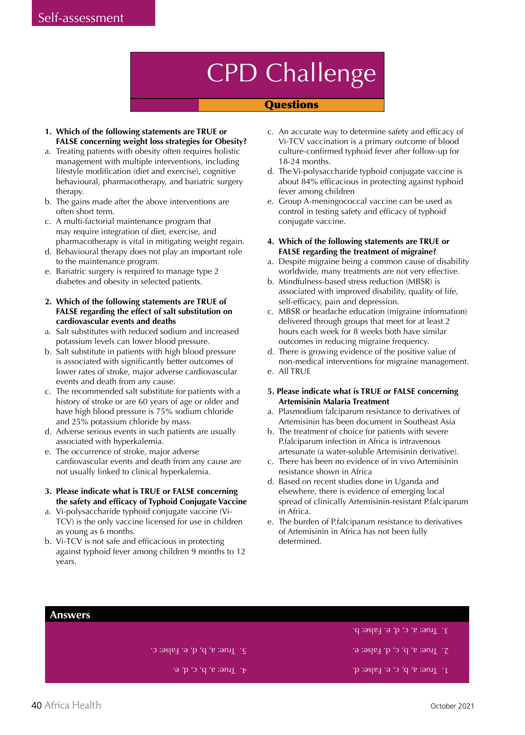# CPD Challenge

## Questions

**1. Which of the following statements are TRUE or FALSE concerning weight loss strategies for Obesity?**

a. Treating patients with obesity often requires holistic management with multiple interventions, including lifestyle modification (diet and exercise), cognitive behavioural, pharmacotherapy, and bariatric surgery therapy.

b. The gains made after the above interventions are often short term.

c. A multi-factorial maintenance program that may require integration of diet, exercise, and pharmacotherapy is vital in mitigating weight regain.

d. Behavioural therapy does not play an important role to the maintenance program.

e. Bariatric surgery is required to manage type 2 diabetes and obesity in selected patients.

**2. Which of the following statements are TRUE of FALSE regarding the effect of salt substitution on cardiovascular events and deaths**

a. Salt substitutes with reduced sodium and increased potassium levels can lower blood pressure.

b. Salt substitute in patients with high blood pressure is associated with significantly better outcomes of lower rates of stroke, major adverse cardiovascular events and death from any cause.

c. The recommended salt substitute for patients with a history of stroke or are 60 years of age or older and have high blood pressure is 75% sodium chloride and 25% potassium chloride by mass.

d. Adverse serious events in such patients are usually associated with hyperkalemia.

e. The occurrence of stroke, major adverse cardiovascular events and death from any cause are not usually linked to clinical hyperkalemia.

**3. Please indicate what is TRUE or FALSE concerning the safety and efficacy of Typhoid Conjugate Vaccine**

a. Vi-polysaccharide typhoid conjugate vaccine (Vi-TCV) is the only vaccine licensed for use in children as young as 6 months.

b. Vi-TCV is not safe and efficacious in protecting against typhoid fever among children 9 months to 12 years.

c. An accurate way to determine safety and efficacy of Vi-TCV vaccination is a primary outcome of blood culture-confirmed typhoid fever after follow-up for 18-24 months.

d. The Vi-polysaccharide typhoid conjugate vaccine is about 84% efficacious in protecting against typhoid fever among children

e. Group A-meningococcal vaccine can be used as control in testing safety and efficacy of typhoid conjugate vaccine.

**4. Which of the following statements are TRUE or FALSE regarding the treatment of migraine?**

a. Despite migraine being a common cause of disability worldwide, many treatments are not very effective.

b. Mindfulness-based stress reduction (MBSR) is associated with improved disability, quality of life, self-efficacy, pain and depression.

c. MBSR or headache education (migraine information) delivered through groups that meet for at least 2 hours each week for 8 weeks both have similar outcomes in reducing migraine frequency.

d. There is growing evidence of the positive value of non-medical interventions for migraine management.

e. All TRUE

**5. Please indicate what is TRUE or FALSE concerning Artemisinin Malaria Treatment**

a. Plasmodium falciparum resistance to derivatives of Artemisinin has been document in Southeast Asia

b. The treatment of choice for patients with severe P.falciparum infection in Africa is intravenous artesunate (a water-soluble Artemisinin derivative).

c. There has been no evidence of in vivo Artemisinin resistance shown in Africa

d. Based on recent studies done in Uganda and elsewhere, there is evidence of emerging local spread of clinically Artemisinin-resistant P.falciparum in Africa.

e. The burden of P.falciparum resistance to derivatives of Artemisinin in Africa has not been fully determined.

## Answers

1. True: a, b, c, e. False: d.
2. True: a, b, c, d. False: e.
3. True: a, c, d, e. False: b.
4. True: a, b, c, d, e.
5. True: a, b, d, e. False: c.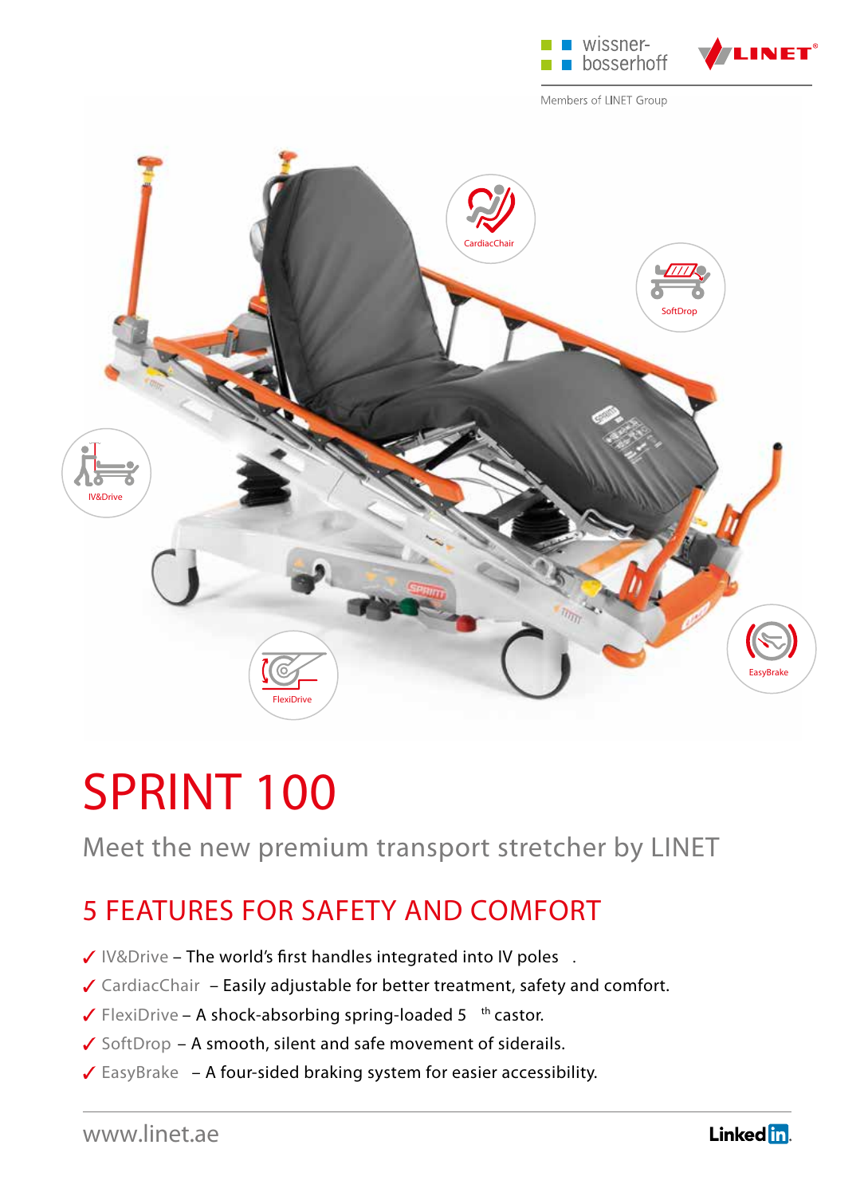wissner-bosserhoff

LINET®

Members of LINET Group

CardiacChair

SoftDrop

IV&Drive

FlexiDrive

EasyBrake

# SPRINT 100

Meet the new premium transport stretcher by LINET

## 5 FEATURES FOR SAFETY AND COMFORT

- ✓ IV&Drive – The world's first handles integrated into IV poles .
- ✓ CardiacChair – Easily adjustable for better treatment, safety and comfort.
- ✓ FlexiDrive – A shock-absorbing spring-loaded 5th castor.
- ✓ SoftDrop – A smooth, silent and safe movement of siderails.
- ✓ EasyBrake – A four-sided braking system for easier accessibility.

www.linet.ae

LinkedIn